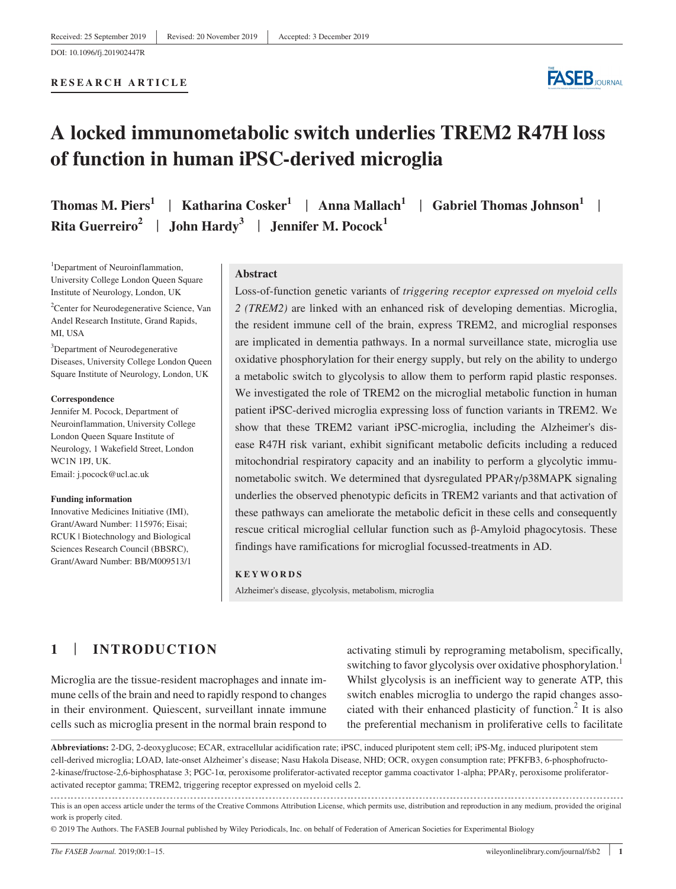Received: 25 September 2019 | Revised: 20 November 2019 | Accepted: 3 December 2019

DOI: 10.1096/fj.201902447R

**RESEARCH ARTICLE**

# A locked immunometabolic switch underlies TREM2 R47H loss of function in human iPSC-derived microglia

**Thomas M. Piers[1] | Katharina Cosker[1] | Anna Mallach[1] | Gabriel Thomas Johnson[1] | Rita Guerreiro[2] | John Hardy[3] | Jennifer M. Pocock[1]**

[1]Department of Neuroinflammation, University College London Queen Square Institute of Neurology, London, UK

[2]Center for Neurodegenerative Science, Van Andel Research Institute, Grand Rapids, MI, USA

[3]Department of Neurodegenerative Diseases, University College London Queen Square Institute of Neurology, London, UK

**Correspondence**
Jennifer M. Pocock, Department of Neuroinflammation, University College London Queen Square Institute of Neurology, 1 Wakefield Street, London WC1N 1PJ, UK.
Email: j.pocock@ucl.ac.uk

**Funding information**
Innovative Medicines Initiative (IMI), Grant/Award Number: 115976; Eisai; RCUK | Biotechnology and Biological Sciences Research Council (BBSRC), Grant/Award Number: BB/M009513/1

## Abstract

Loss-of-function genetic variants of *triggering receptor expressed on myeloid cells 2 (TREM2)* are linked with an enhanced risk of developing dementias. Microglia, the resident immune cell of the brain, express TREM2, and microglial responses are implicated in dementia pathways. In a normal surveillance state, microglia use oxidative phosphorylation for their energy supply, but rely on the ability to undergo a metabolic switch to glycolysis to allow them to perform rapid plastic responses. We investigated the role of TREM2 on the microglial metabolic function in human patient iPSC-derived microglia expressing loss of function variants in TREM2. We show that these TREM2 variant iPSC-microglia, including the Alzheimer's disease R47H risk variant, exhibit significant metabolic deficits including a reduced mitochondrial respiratory capacity and an inability to perform a glycolytic immunometabolic switch. We determined that dysregulated PPARγ/p38MAPK signaling underlies the observed phenotypic deficits in TREM2 variants and that activation of these pathways can ameliorate the metabolic deficit in these cells and consequently rescue critical microglial cellular function such as β-Amyloid phagocytosis. These findings have ramifications for microglial focussed-treatments in AD.

**KEYWORDS**

Alzheimer's disease, glycolysis, metabolism, microglia

## 1 | INTRODUCTION

Microglia are the tissue-resident macrophages and innate immune cells of the brain and need to rapidly respond to changes in their environment. Quiescent, surveillant innate immune cells such as microglia present in the normal brain respond to activating stimuli by reprograming metabolism, specifically, switching to favor glycolysis over oxidative phosphorylation.[1] Whilst glycolysis is an inefficient way to generate ATP, this switch enables microglia to undergo the rapid changes associated with their enhanced plasticity of function.[2] It is also the preferential mechanism in proliferative cells to facilitate

**Abbreviations:** 2-DG, 2-deoxyglucose; ECAR, extracellular acidification rate; iPSC, induced pluripotent stem cell; iPS-Mg, induced pluripotent stem cell-derived microglia; LOAD, late-onset Alzheimer's disease; Nasu Hakola Disease, NHD; OCR, oxygen consumption rate; PFKFB3, 6-phosphofructo-2-kinase/fructose-2,6-biphosphatase 3; PGC-1α, peroxisome proliferator-activated receptor gamma coactivator 1-alpha; PPARγ, peroxisome proliferator-activated receptor gamma; TREM2, triggering receptor expressed on myeloid cells 2.

This is an open access article under the terms of the Creative Commons Attribution License, which permits use, distribution and reproduction in any medium, provided the original work is properly cited.

© 2019 The Authors. The FASEB Journal published by Wiley Periodicals, Inc. on behalf of Federation of American Societies for Experimental Biology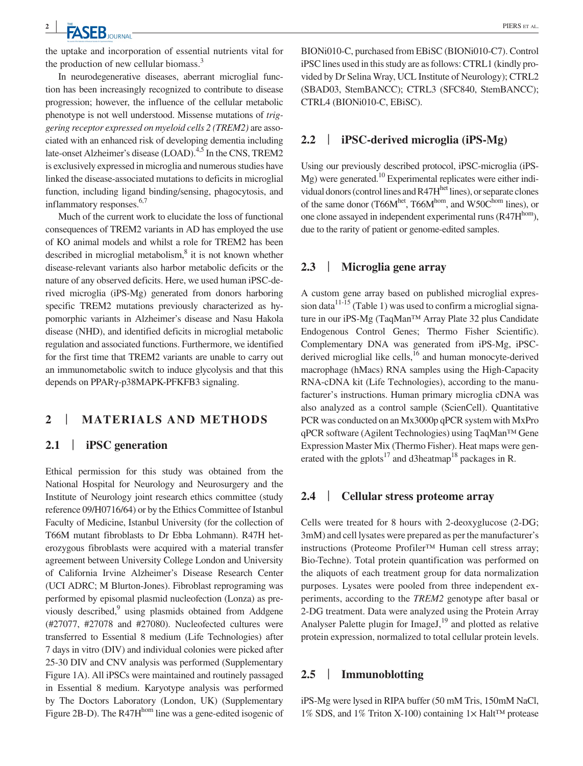the uptake and incorporation of essential nutrients vital for the production of new cellular biomass.[3]

In neurodegenerative diseases, aberrant microglial function has been increasingly recognized to contribute to disease progression; however, the influence of the cellular metabolic phenotype is not well understood. Missense mutations of *triggering receptor expressed on myeloid cells 2 (TREM2)* are associated with an enhanced risk of developing dementia including late-onset Alzheimer's disease (LOAD).[4,5] In the CNS, TREM2 is exclusively expressed in microglia and numerous studies have linked the disease-associated mutations to deficits in microglial function, including ligand binding/sensing, phagocytosis, and inflammatory responses.[6,7]

Much of the current work to elucidate the loss of functional consequences of TREM2 variants in AD has employed the use of KO animal models and whilst a role for TREM2 has been described in microglial metabolism,[8] it is not known whether disease-relevant variants also harbor metabolic deficits or the nature of any observed deficits. Here, we used human iPSC-derived microglia (iPS-Mg) generated from donors harboring specific TREM2 mutations previously characterized as hypomorphic variants in Alzheimer's disease and Nasu Hakola disease (NHD), and identified deficits in microglial metabolic regulation and associated functions. Furthermore, we identified for the first time that TREM2 variants are unable to carry out an immunometabolic switch to induce glycolysis and that this depends on PPARγ-p38MAPK-PFKFB3 signaling.

## 2 | MATERIALS AND METHODS

### 2.1 | iPSC generation

Ethical permission for this study was obtained from the National Hospital for Neurology and Neurosurgery and the Institute of Neurology joint research ethics committee (study reference 09/H0716/64) or by the Ethics Committee of Istanbul Faculty of Medicine, Istanbul University (for the collection of T66M mutant fibroblasts to Dr Ebba Lohmann). R47H heterozygous fibroblasts were acquired with a material transfer agreement between University College London and University of California Irvine Alzheimer's Disease Research Center (UCI ADRC; M Blurton-Jones). Fibroblast reprograming was performed by episomal plasmid nucleofection (Lonza) as previously described,[9] using plasmids obtained from Addgene (#27077, #27078 and #27080). Nucleofected cultures were transferred to Essential 8 medium (Life Technologies) after 7 days in vitro (DIV) and individual colonies were picked after 25-30 DIV and CNV analysis was performed (Supplementary Figure 1A). All iPSCs were maintained and routinely passaged in Essential 8 medium. Karyotype analysis was performed by The Doctors Laboratory (London, UK) (Supplementary Figure 2B-D). The R47H$^{hom}$ line was a gene-edited isogenic of BIONi010-C, purchased from EBiSC (BIONi010-C7). Control iPSC lines used in this study are as follows: CTRL1 (kindly provided by Dr Selina Wray, UCL Institute of Neurology); CTRL2 (SBAD03, StemBANCC); CTRL3 (SFC840, StemBANCC); CTRL4 (BIONi010-C, EBiSC).

### 2.2 | iPSC-derived microglia (iPS-Mg)

Using our previously described protocol, iPSC-microglia (iPS-Mg) were generated.[10] Experimental replicates were either individual donors (control lines and R47H$^{het}$ lines), or separate clones of the same donor (T66M$^{het}$, T66M$^{hom}$, and W50C$^{hom}$ lines), or one clone assayed in independent experimental runs (R47H$^{hom}$), due to the rarity of patient or genome-edited samples.

### 2.3 | Microglia gene array

A custom gene array based on published microglial expression data[11-15] (Table 1) was used to confirm a microglial signature in our iPS-Mg (TaqMan™ Array Plate 32 plus Candidate Endogenous Control Genes; Thermo Fisher Scientific). Complementary DNA was generated from iPS-Mg, iPSC-derived microglial like cells,[16] and human monocyte-derived macrophage (hMacs) RNA samples using the High-Capacity RNA-cDNA kit (Life Technologies), according to the manufacturer's instructions. Human primary microglia cDNA was also analyzed as a control sample (ScienCell). Quantitative PCR was conducted on an Mx3000p qPCR system with MxPro qPCR software (Agilent Technologies) using TaqMan™ Gene Expression Master Mix (Thermo Fisher). Heat maps were generated with the gplots[17] and d3heatmap[18] packages in R.

### 2.4 | Cellular stress proteome array

Cells were treated for 8 hours with 2-deoxyglucose (2-DG; 3mM) and cell lysates were prepared as per the manufacturer's instructions (Proteome Profiler™ Human cell stress array; Bio-Techne). Total protein quantification was performed on the aliquots of each treatment group for data normalization purposes. Lysates were pooled from three independent experiments, according to the *TREM2* genotype after basal or 2-DG treatment. Data were analyzed using the Protein Array Analyser Palette plugin for ImageJ,[19] and plotted as relative protein expression, normalized to total cellular protein levels.

### 2.5 | Immunoblotting

iPS-Mg were lysed in RIPA buffer (50 mM Tris, 150mM NaCl, 1% SDS, and 1% Triton X-100) containing 1× Halt™ protease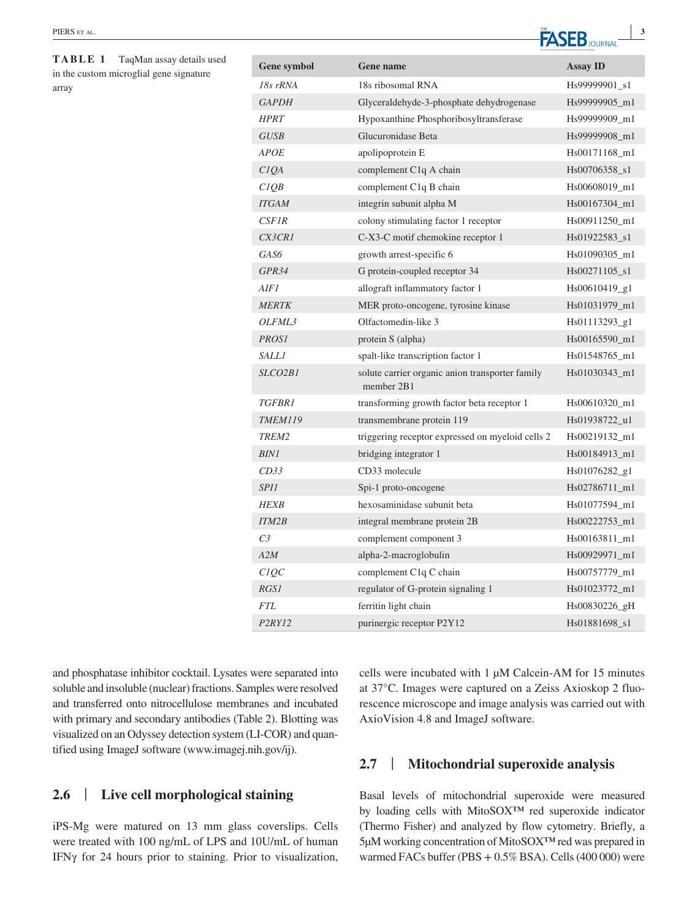**TABLE 1** TaqMan assay details used in the custom microglial gene signature array

| Gene symbol | Gene name | Assay ID |
|---|---|---|
| *18s rRNA* | 18s ribosomal RNA | Hs99999901_s1 |
| *GAPDH* | Glyceraldehyde-3-phosphate dehydrogenase | Hs99999905_m1 |
| *HPRT* | Hypoxanthine Phosphoribosyltransferase | Hs99999909_m1 |
| *GUSB* | Glucuronidase Beta | Hs99999908_m1 |
| *APOE* | apolipoprotein E | Hs00171168_m1 |
| *C1QA* | complement C1q A chain | Hs00706358_s1 |
| *C1QB* | complement C1q B chain | Hs00608019_m1 |
| *ITGAM* | integrin subunit alpha M | Hs00167304_m1 |
| *CSF1R* | colony stimulating factor 1 receptor | Hs00911250_m1 |
| *CX3CR1* | C-X3-C motif chemokine receptor 1 | Hs01922583_s1 |
| *GAS6* | growth arrest-specific 6 | Hs01090305_m1 |
| *GPR34* | G protein-coupled receptor 34 | Hs00271105_s1 |
| *AIF1* | allograft inflammatory factor 1 | Hs00610419_g1 |
| *MERTK* | MER proto-oncogene, tyrosine kinase | Hs01031979_m1 |
| *OLFML3* | Olfactomedin-like 3 | Hs01113293_g1 |
| *PROS1* | protein S (alpha) | Hs00165590_m1 |
| *SALL1* | spalt-like transcription factor 1 | Hs01548765_m1 |
| *SLCO2B1* | solute carrier organic anion transporter family member 2B1 | Hs01030343_m1 |
| *TGFBR1* | transforming growth factor beta receptor 1 | Hs00610320_m1 |
| *TMEM119* | transmembrane protein 119 | Hs01938722_u1 |
| *TREM2* | triggering receptor expressed on myeloid cells 2 | Hs00219132_m1 |
| *BIN1* | bridging integrator 1 | Hs00184913_m1 |
| *CD33* | CD33 molecule | Hs01076282_g1 |
| *SPI1* | Spi-1 proto-oncogene | Hs02786711_m1 |
| *HEXB* | hexosaminidase subunit beta | Hs01077594_m1 |
| *ITM2B* | integral membrane protein 2B | Hs00222753_m1 |
| *C3* | complement component 3 | Hs00163811_m1 |
| *A2M* | alpha-2-macroglobulin | Hs00929971_m1 |
| *C1QC* | complement C1q C chain | Hs00757779_m1 |
| *RGS1* | regulator of G-protein signaling 1 | Hs01023772_m1 |
| *FTL* | ferritin light chain | Hs00830226_gH |
| *P2RY12* | purinergic receptor P2Y12 | Hs01881698_s1 |

and phosphatase inhibitor cocktail. Lysates were separated into soluble and insoluble (nuclear) fractions. Samples were resolved and transferred onto nitrocellulose membranes and incubated with primary and secondary antibodies (Table 2). Blotting was visualized on an Odyssey detection system (LI-COR) and quantified using ImageJ software (www.imagej.nih.gov/ij).

## 2.6 | Live cell morphological staining

iPS-Mg were matured on 13 mm glass coverslips. Cells were treated with 100 ng/mL of LPS and 10U/mL of human IFNγ for 24 hours prior to staining. Prior to visualization, cells were incubated with 1 μM Calcein-AM for 15 minutes at 37°C. Images were captured on a Zeiss Axioskop 2 fluorescence microscope and image analysis was carried out with AxioVision 4.8 and ImageJ software.

## 2.7 | Mitochondrial superoxide analysis

Basal levels of mitochondrial superoxide were measured by loading cells with MitoSOX™ red superoxide indicator (Thermo Fisher) and analyzed by flow cytometry. Briefly, a 5μM working concentration of MitoSOX™ red was prepared in warmed FACs buffer (PBS + 0.5% BSA). Cells (400 000) were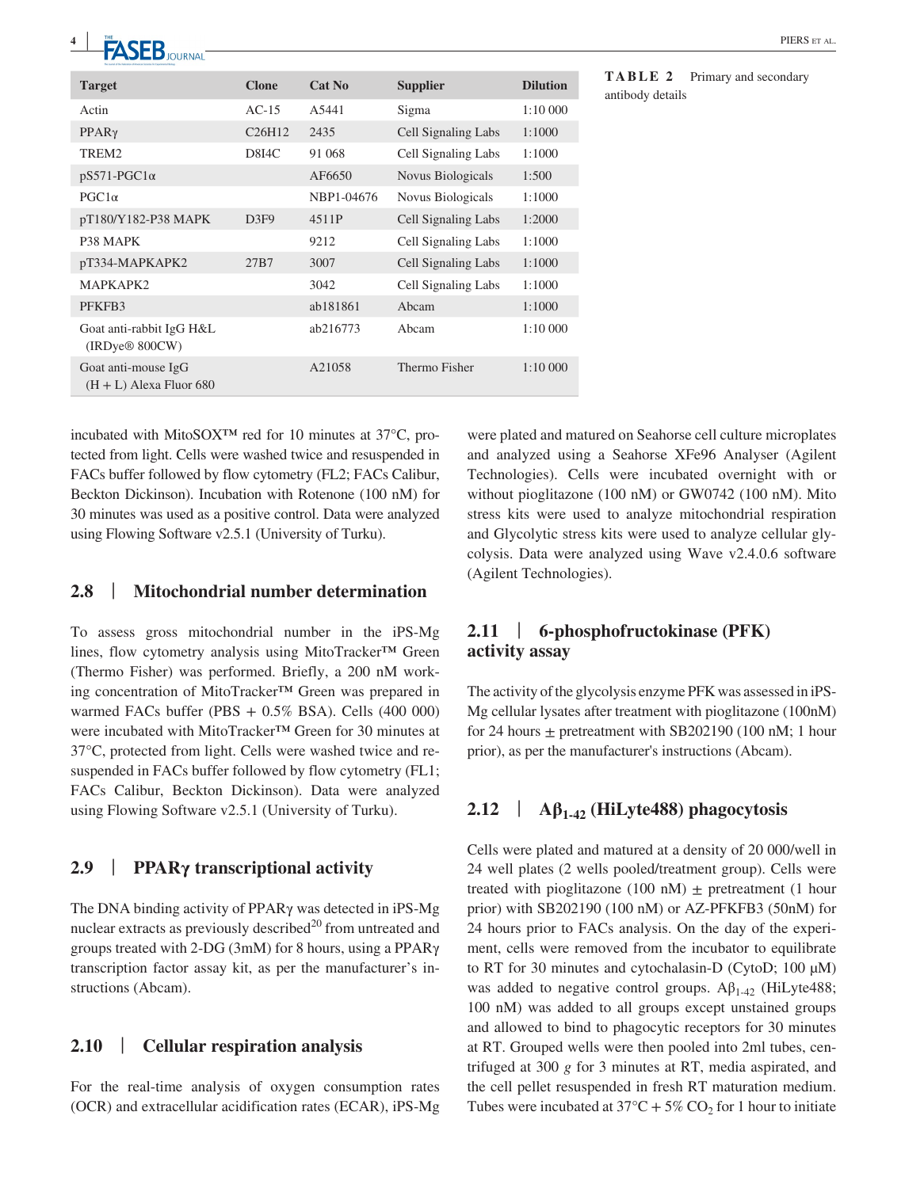**TABLE 2** Primary and secondary antibody details

| Target | Clone | Cat No | Supplier | Dilution |
|---|---|---|---|---|
| Actin | AC-15 | A5441 | Sigma | 1:10 000 |
| PPARγ | C26H12 | 2435 | Cell Signaling Labs | 1:1000 |
| TREM2 | D8I4C | 91 068 | Cell Signaling Labs | 1:1000 |
| pS571-PGC1α | | AF6650 | Novus Biologicals | 1:500 |
| PGC1α | | NBP1-04676 | Novus Biologicals | 1:1000 |
| pT180/Y182-P38 MAPK | D3F9 | 4511P | Cell Signaling Labs | 1:2000 |
| P38 MAPK | | 9212 | Cell Signaling Labs | 1:1000 |
| pT334-MAPKAPK2 | 27B7 | 3007 | Cell Signaling Labs | 1:1000 |
| MAPKAPK2 | | 3042 | Cell Signaling Labs | 1:1000 |
| PFKFB3 | | ab181861 | Abcam | 1:1000 |
| Goat anti-rabbit IgG H&L (IRDye® 800CW) | | ab216773 | Abcam | 1:10 000 |
| Goat anti-mouse IgG (H + L) Alexa Fluor 680 | | A21058 | Thermo Fisher | 1:10 000 |

incubated with MitoSOX™ red for 10 minutes at 37°C, protected from light. Cells were washed twice and resuspended in FACs buffer followed by flow cytometry (FL2; FACs Calibur, Beckton Dickinson). Incubation with Rotenone (100 nM) for 30 minutes was used as a positive control. Data were analyzed using Flowing Software v2.5.1 (University of Turku).

## 2.8 | Mitochondrial number determination

To assess gross mitochondrial number in the iPS-Mg lines, flow cytometry analysis using MitoTracker™ Green (Thermo Fisher) was performed. Briefly, a 200 nM working concentration of MitoTracker™ Green was prepared in warmed FACs buffer (PBS + 0.5% BSA). Cells (400 000) were incubated with MitoTracker™ Green for 30 minutes at 37°C, protected from light. Cells were washed twice and resuspended in FACs buffer followed by flow cytometry (FL1; FACs Calibur, Beckton Dickinson). Data were analyzed using Flowing Software v2.5.1 (University of Turku).

## 2.9 | PPARγ transcriptional activity

The DNA binding activity of PPARγ was detected in iPS-Mg nuclear extracts as previously described[20] from untreated and groups treated with 2-DG (3mM) for 8 hours, using a PPARγ transcription factor assay kit, as per the manufacturer's instructions (Abcam).

## 2.10 | Cellular respiration analysis

For the real-time analysis of oxygen consumption rates (OCR) and extracellular acidification rates (ECAR), iPS-Mg were plated and matured on Seahorse cell culture microplates and analyzed using a Seahorse XFe96 Analyser (Agilent Technologies). Cells were incubated overnight with or without pioglitazone (100 nM) or GW0742 (100 nM). Mito stress kits were used to analyze mitochondrial respiration and Glycolytic stress kits were used to analyze cellular glycolysis. Data were analyzed using Wave v2.4.0.6 software (Agilent Technologies).

## 2.11 | 6-phosphofructokinase (PFK) activity assay

The activity of the glycolysis enzyme PFK was assessed in iPS-Mg cellular lysates after treatment with pioglitazone (100nM) for 24 hours ± pretreatment with SB202190 (100 nM; 1 hour prior), as per the manufacturer's instructions (Abcam).

## 2.12 | $A\beta_{1\text{-}42}$ (HiLyte488) phagocytosis

Cells were plated and matured at a density of 20 000/well in 24 well plates (2 wells pooled/treatment group). Cells were treated with pioglitazone (100 nM) ± pretreatment (1 hour prior) with SB202190 (100 nM) or AZ-PFKFB3 (50nM) for 24 hours prior to FACs analysis. On the day of the experiment, cells were removed from the incubator to equilibrate to RT for 30 minutes and cytochalasin-D (CytoD; 100 μM) was added to negative control groups. $A\beta_{1\text{-}42}$ (HiLyte488; 100 nM) was added to all groups except unstained groups and allowed to bind to phagocytic receptors for 30 minutes at RT. Grouped wells were then pooled into 2ml tubes, centrifuged at 300 *g* for 3 minutes at RT, media aspirated, and the cell pellet resuspended in fresh RT maturation medium. Tubes were incubated at 37°C + 5% $CO_2$ for 1 hour to initiate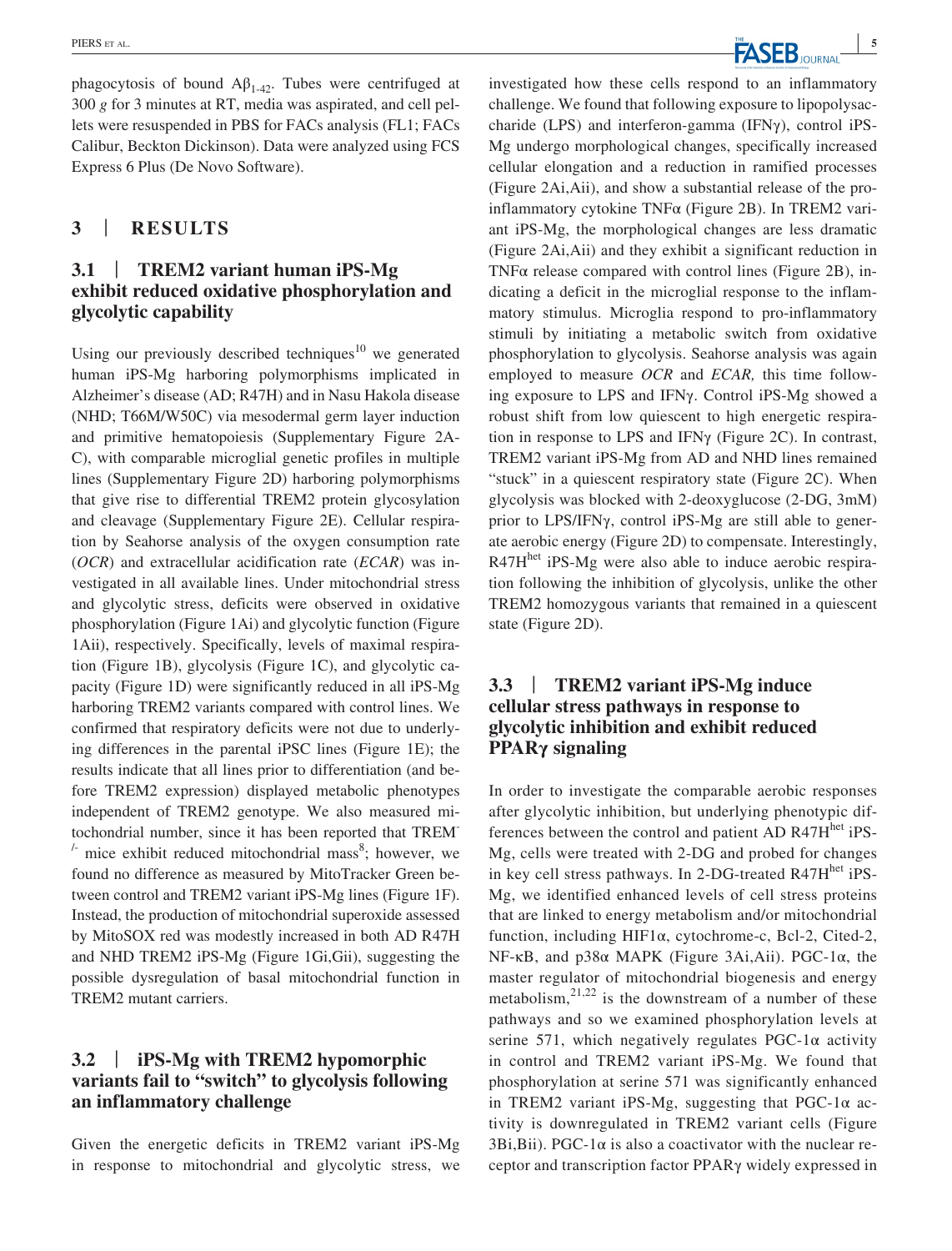phagocytosis of bound $A\beta_{1-42}$. Tubes were centrifuged at 300 *g* for 3 minutes at RT, media was aspirated, and cell pellets were resuspended in PBS for FACs analysis (FL1; FACs Calibur, Beckton Dickinson). Data were analyzed using FCS Express 6 Plus (De Novo Software).

## 3 | RESULTS

### 3.1 | TREM2 variant human iPS-Mg exhibit reduced oxidative phosphorylation and glycolytic capability

Using our previously described techniques[10] we generated human iPS-Mg harboring polymorphisms implicated in Alzheimer's disease (AD; R47H) and in Nasu Hakola disease (NHD; T66M/W50C) via mesodermal germ layer induction and primitive hematopoiesis (Supplementary Figure 2A-C), with comparable microglial genetic profiles in multiple lines (Supplementary Figure 2D) harboring polymorphisms that give rise to differential TREM2 protein glycosylation and cleavage (Supplementary Figure 2E). Cellular respiration by Seahorse analysis of the oxygen consumption rate (*OCR*) and extracellular acidification rate (*ECAR*) was investigated in all available lines. Under mitochondrial stress and glycolytic stress, deficits were observed in oxidative phosphorylation (Figure 1Ai) and glycolytic function (Figure 1Aii), respectively. Specifically, levels of maximal respiration (Figure 1B), glycolysis (Figure 1C), and glycolytic capacity (Figure 1D) were significantly reduced in all iPS-Mg harboring TREM2 variants compared with control lines. We confirmed that respiratory deficits were not due to underlying differences in the parental iPSC lines (Figure 1E); the results indicate that all lines prior to differentiation (and before TREM2 expression) displayed metabolic phenotypes independent of TREM2 genotype. We also measured mitochondrial number, since it has been reported that TREM$^{-/-}$ mice exhibit reduced mitochondrial mass[8]; however, we found no difference as measured by MitoTracker Green between control and TREM2 variant iPS-Mg lines (Figure 1F). Instead, the production of mitochondrial superoxide assessed by MitoSOX red was modestly increased in both AD R47H and NHD TREM2 iPS-Mg (Figure 1Gi,Gii), suggesting the possible dysregulation of basal mitochondrial function in TREM2 mutant carriers.

### 3.2 | iPS-Mg with TREM2 hypomorphic variants fail to "switch" to glycolysis following an inflammatory challenge

Given the energetic deficits in TREM2 variant iPS-Mg in response to mitochondrial and glycolytic stress, we investigated how these cells respond to an inflammatory challenge. We found that following exposure to lipopolysaccharide (LPS) and interferon-gamma (IFNγ), control iPS-Mg undergo morphological changes, specifically increased cellular elongation and a reduction in ramified processes (Figure 2Ai,Aii), and show a substantial release of the pro-inflammatory cytokine TNFα (Figure 2B). In TREM2 variant iPS-Mg, the morphological changes are less dramatic (Figure 2Ai,Aii) and they exhibit a significant reduction in TNFα release compared with control lines (Figure 2B), indicating a deficit in the microglial response to the inflammatory stimulus. Microglia respond to pro-inflammatory stimuli by initiating a metabolic switch from oxidative phosphorylation to glycolysis. Seahorse analysis was again employed to measure *OCR* and *ECAR,* this time following exposure to LPS and IFNγ. Control iPS-Mg showed a robust shift from low quiescent to high energetic respiration in response to LPS and IFNγ (Figure 2C). In contrast, TREM2 variant iPS-Mg from AD and NHD lines remained "stuck" in a quiescent respiratory state (Figure 2C). When glycolysis was blocked with 2-deoxyglucose (2-DG, 3mM) prior to LPS/IFNγ, control iPS-Mg are still able to generate aerobic energy (Figure 2D) to compensate. Interestingly, R47H$^{het}$ iPS-Mg were also able to induce aerobic respiration following the inhibition of glycolysis, unlike the other TREM2 homozygous variants that remained in a quiescent state (Figure 2D).

### 3.3 | TREM2 variant iPS-Mg induce cellular stress pathways in response to glycolytic inhibition and exhibit reduced PPARγ signaling

In order to investigate the comparable aerobic responses after glycolytic inhibition, but underlying phenotypic differences between the control and patient AD R47H$^{het}$ iPS-Mg, cells were treated with 2-DG and probed for changes in key cell stress pathways. In 2-DG-treated R47H$^{het}$ iPS-Mg, we identified enhanced levels of cell stress proteins that are linked to energy metabolism and/or mitochondrial function, including HIF1α, cytochrome-c, Bcl-2, Cited-2, NF-κB, and p38α MAPK (Figure 3Ai,Aii). PGC-1α, the master regulator of mitochondrial biogenesis and energy metabolism,[21,22] is the downstream of a number of these pathways and so we examined phosphorylation levels at serine 571, which negatively regulates PGC-1α activity in control and TREM2 variant iPS-Mg. We found that phosphorylation at serine 571 was significantly enhanced in TREM2 variant iPS-Mg, suggesting that PGC-1α activity is downregulated in TREM2 variant cells (Figure 3Bi,Bii). PGC-1α is also a coactivator with the nuclear receptor and transcription factor PPARγ widely expressed in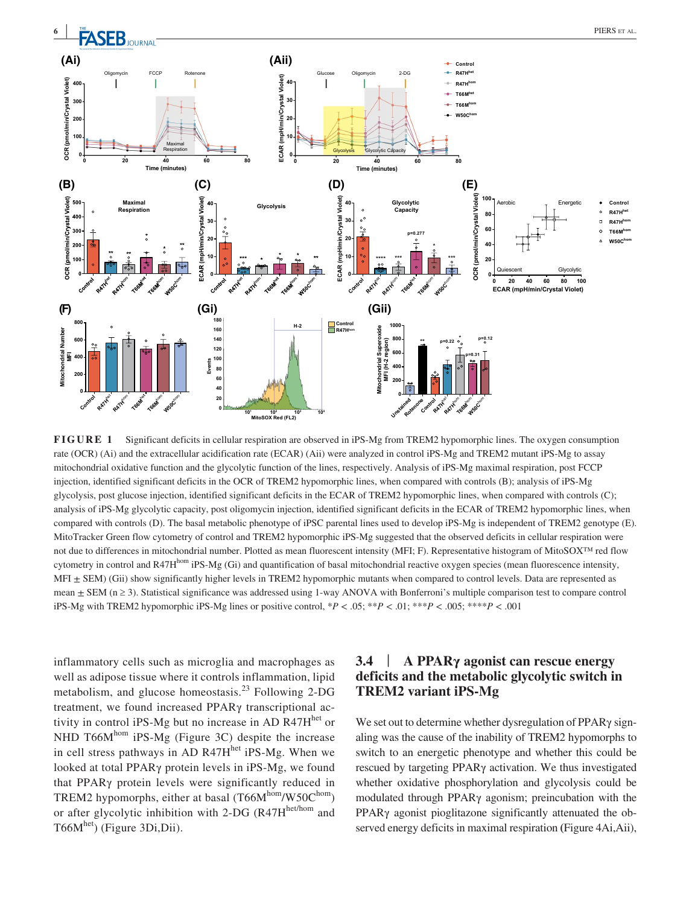**FIGURE 1** Significant deficits in cellular respiration are observed in iPS-Mg from TREM2 hypomorphic lines. The oxygen consumption rate (OCR) (Ai) and the extracellular acidification rate (ECAR) (Aii) were analyzed in control iPS-Mg and TREM2 mutant iPS-Mg to assay mitochondrial oxidative function and the glycolytic function of the lines, respectively. Analysis of iPS-Mg maximal respiration, post FCCP injection, identified significant deficits in the OCR of TREM2 hypomorphic lines, when compared with controls (B); analysis of iPS-Mg glycolysis, post glucose injection, identified significant deficits in the ECAR of TREM2 hypomorphic lines, when compared with controls (C); analysis of iPS-Mg glycolytic capacity, post oligomycin injection, identified significant deficits in the ECAR of TREM2 hypomorphic lines, when compared with controls (D). The basal metabolic phenotype of iPSC parental lines used to develop iPS-Mg is independent of TREM2 genotype (E). MitoTracker Green flow cytometry of control and TREM2 hypomorphic iPS-Mg suggested that the observed deficits in cellular respiration were not due to differences in mitochondrial number. Plotted as mean fluorescent intensity (MFI; F). Representative histogram of MitoSOX™ red flow cytometry in control and R47H$^{hom}$ iPS-Mg (Gi) and quantification of basal mitochondrial reactive oxygen species (mean fluorescence intensity, MFI ± SEM) (Gii) show significantly higher levels in TREM2 hypomorphic mutants when compared to control levels. Data are represented as mean ± SEM (n ≥ 3). Statistical significance was addressed using 1-way ANOVA with Bonferroni's multiple comparison test to compare control iPS-Mg with TREM2 hypomorphic iPS-Mg lines or positive control, *$P < .05$; **$P < .01$; ***$P < .005$; ****$P < .001$

inflammatory cells such as microglia and macrophages as well as adipose tissue where it controls inflammation, lipid metabolism, and glucose homeostasis.[23] Following 2-DG treatment, we found increased PPARγ transcriptional activity in control iPS-Mg but no increase in AD R47H$^{het}$ or NHD T66M$^{hom}$ iPS-Mg (Figure 3C) despite the increase in cell stress pathways in AD R47H$^{het}$ iPS-Mg. When we looked at total PPARγ protein levels in iPS-Mg, we found that PPARγ protein levels were significantly reduced in TREM2 hypomorphs, either at basal (T66M$^{hom}$/W50C$^{hom}$) or after glycolytic inhibition with 2-DG (R47H$^{het/hom}$ and T66M$^{het}$) (Figure 3Di,Dii).

## 3.4 | A PPARγ agonist can rescue energy deficits and the metabolic glycolytic switch in TREM2 variant iPS-Mg

We set out to determine whether dysregulation of PPARγ signaling was the cause of the inability of TREM2 hypomorphs to switch to an energetic phenotype and whether this could be rescued by targeting PPARγ activation. We thus investigated whether oxidative phosphorylation and glycolysis could be modulated through PPARγ agonism; preincubation with the PPARγ agonist pioglitazone significantly attenuated the observed energy deficits in maximal respiration (Figure 4Ai,Aii),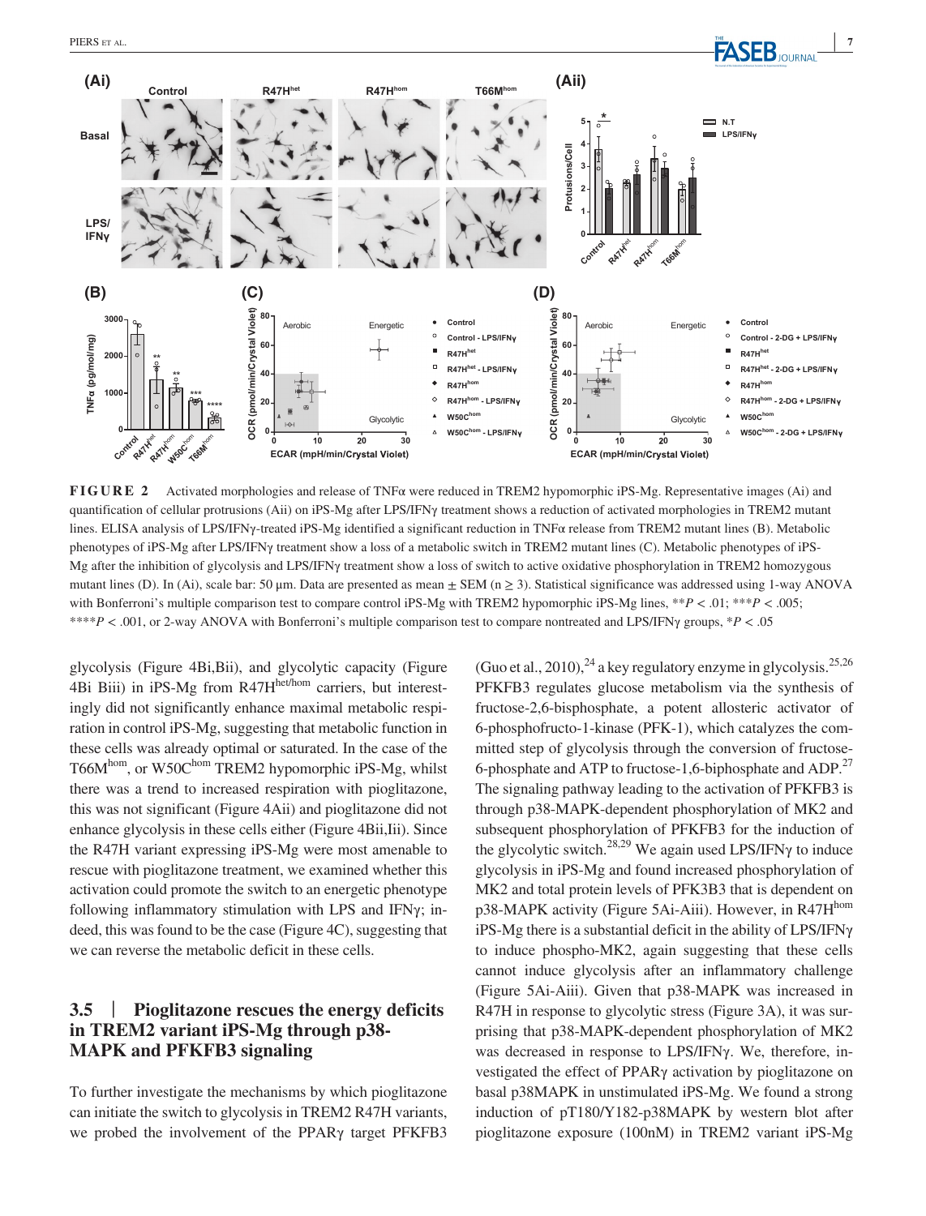**FIGURE 2** Activated morphologies and release of TNFα were reduced in TREM2 hypomorphic iPS-Mg. Representative images (Ai) and quantification of cellular protrusions (Aii) on iPS-Mg after LPS/IFNγ treatment shows a reduction of activated morphologies in TREM2 mutant lines. ELISA analysis of LPS/IFNγ-treated iPS-Mg identified a significant reduction in TNFα release from TREM2 mutant lines (B). Metabolic phenotypes of iPS-Mg after LPS/IFNγ treatment show a loss of a metabolic switch in TREM2 mutant lines (C). Metabolic phenotypes of iPS-Mg after the inhibition of glycolysis and LPS/IFNγ treatment show a loss of switch to active oxidative phosphorylation in TREM2 homozygous mutant lines (D). In (Ai), scale bar: 50 µm. Data are presented as mean ± SEM (n ≥ 3). Statistical significance was addressed using 1-way ANOVA with Bonferroni's multiple comparison test to compare control iPS-Mg with TREM2 hypomorphic iPS-Mg lines, $**P < .01$; $***P < .005$; $****P < .001$, or 2-way ANOVA with Bonferroni's multiple comparison test to compare nontreated and LPS/IFNγ groups, $*P < .05$

glycolysis (Figure 4Bi,Bii), and glycolytic capacity (Figure 4Bi Biii) in iPS-Mg from R47H$^{het/hom}$ carriers, but interestingly did not significantly enhance maximal metabolic respiration in control iPS-Mg, suggesting that metabolic function in these cells was already optimal or saturated. In the case of the T66M$^{hom}$, or W50C$^{hom}$ TREM2 hypomorphic iPS-Mg, whilst there was a trend to increased respiration with pioglitazone, this was not significant (Figure 4Aii) and pioglitazone did not enhance glycolysis in these cells either (Figure 4Bii,Iii). Since the R47H variant expressing iPS-Mg were most amenable to rescue with pioglitazone treatment, we examined whether this activation could promote the switch to an energetic phenotype following inflammatory stimulation with LPS and IFNγ; indeed, this was found to be the case (Figure 4C), suggesting that we can reverse the metabolic deficit in these cells.

### 3.5 | Pioglitazone rescues the energy deficits in TREM2 variant iPS-Mg through p38-MAPK and PFKFB3 signaling

To further investigate the mechanisms by which pioglitazone can initiate the switch to glycolysis in TREM2 R47H variants, we probed the involvement of the PPARγ target PFKFB3 (Guo et al., 2010),[24] a key regulatory enzyme in glycolysis.[25,26] PFKFB3 regulates glucose metabolism via the synthesis of fructose-2,6-bisphosphate, a potent allosteric activator of 6-phosphofructo-1-kinase (PFK-1), which catalyzes the committed step of glycolysis through the conversion of fructose-6-phosphate and ATP to fructose-1,6-biphosphate and ADP.[27] The signaling pathway leading to the activation of PFKFB3 is through p38-MAPK-dependent phosphorylation of MK2 and subsequent phosphorylation of PFKFB3 for the induction of the glycolytic switch.[28,29] We again used LPS/IFNγ to induce glycolysis in iPS-Mg and found increased phosphorylation of MK2 and total protein levels of PFK3B3 that is dependent on p38-MAPK activity (Figure 5Ai-Aiii). However, in R47H$^{hom}$ iPS-Mg there is a substantial deficit in the ability of LPS/IFNγ to induce phospho-MK2, again suggesting that these cells cannot induce glycolysis after an inflammatory challenge (Figure 5Ai-Aiii). Given that p38-MAPK was increased in R47H in response to glycolytic stress (Figure 3A), it was surprising that p38-MAPK-dependent phosphorylation of MK2 was decreased in response to LPS/IFNγ. We, therefore, investigated the effect of PPARγ activation by pioglitazone on basal p38MAPK in unstimulated iPS-Mg. We found a strong induction of pT180/Y182-p38MAPK by western blot after pioglitazone exposure (100nM) in TREM2 variant iPS-Mg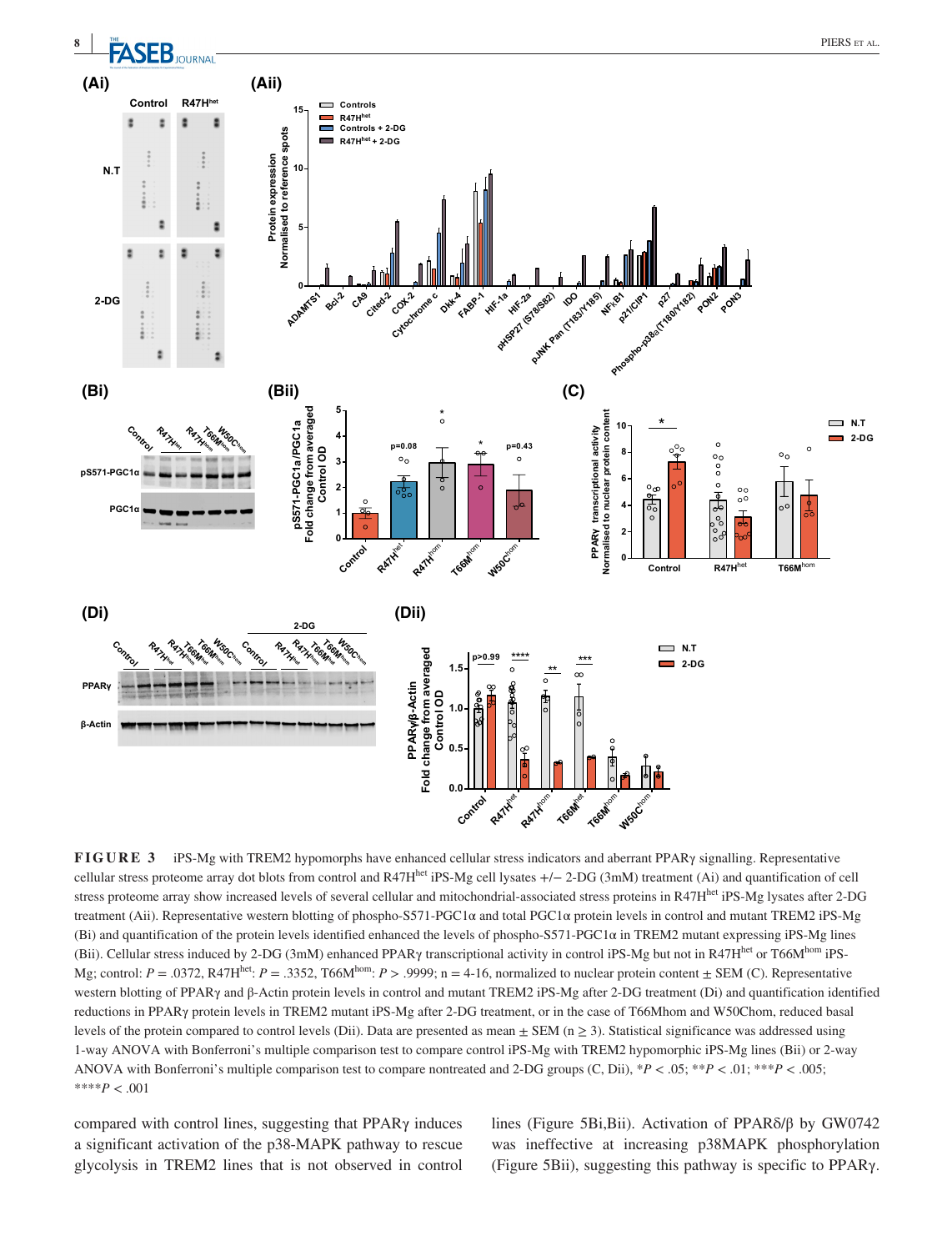**FIGURE 3** iPS-Mg with TREM2 hypomorphs have enhanced cellular stress indicators and aberrant PPARγ signalling. Representative cellular stress proteome array dot blots from control and R47H$^{het}$ iPS-Mg cell lysates +/− 2-DG (3mM) treatment (Ai) and quantification of cell stress proteome array show increased levels of several cellular and mitochondrial-associated stress proteins in R47H$^{het}$ iPS-Mg lysates after 2-DG treatment (Aii). Representative western blotting of phospho-S571-PGC1α and total PGC1α protein levels in control and mutant TREM2 iPS-Mg (Bi) and quantification of the protein levels identified enhanced the levels of phospho-S571-PGC1α in TREM2 mutant expressing iPS-Mg lines (Bii). Cellular stress induced by 2-DG (3mM) enhanced PPARγ transcriptional activity in control iPS-Mg but not in R47H$^{het}$ or T66M$^{hom}$ iPS-Mg; control: $P = .0372$, R47H$^{het}$: $P = .3352$, T66M$^{hom}$: $P > .9999$; n = 4-16, normalized to nuclear protein content ± SEM (C). Representative western blotting of PPARγ and β-Actin protein levels in control and mutant TREM2 iPS-Mg after 2-DG treatment (Di) and quantification identified reductions in PPARγ protein levels in TREM2 mutant iPS-Mg after 2-DG treatment, or in the case of T66Mhom and W50Chom, reduced basal levels of the protein compared to control levels (Dii). Data are presented as mean ± SEM (n ≥ 3). Statistical significance was addressed using 1-way ANOVA with Bonferroni's multiple comparison test to compare control iPS-Mg with TREM2 hypomorphic iPS-Mg lines (Bii) or 2-way ANOVA with Bonferroni's multiple comparison test to compare nontreated and 2-DG groups (C, Dii), \*$P < .05$; \*\*$P < .01$; \*\*\*$P < .005$; \*\*\*\*$P < .001$

compared with control lines, suggesting that PPARγ induces a significant activation of the p38-MAPK pathway to rescue glycolysis in TREM2 lines that is not observed in control lines (Figure 5Bi,Bii). Activation of PPARδ/β by GW0742 was ineffective at increasing p38MAPK phosphorylation (Figure 5Bii), suggesting this pathway is specific to PPARγ.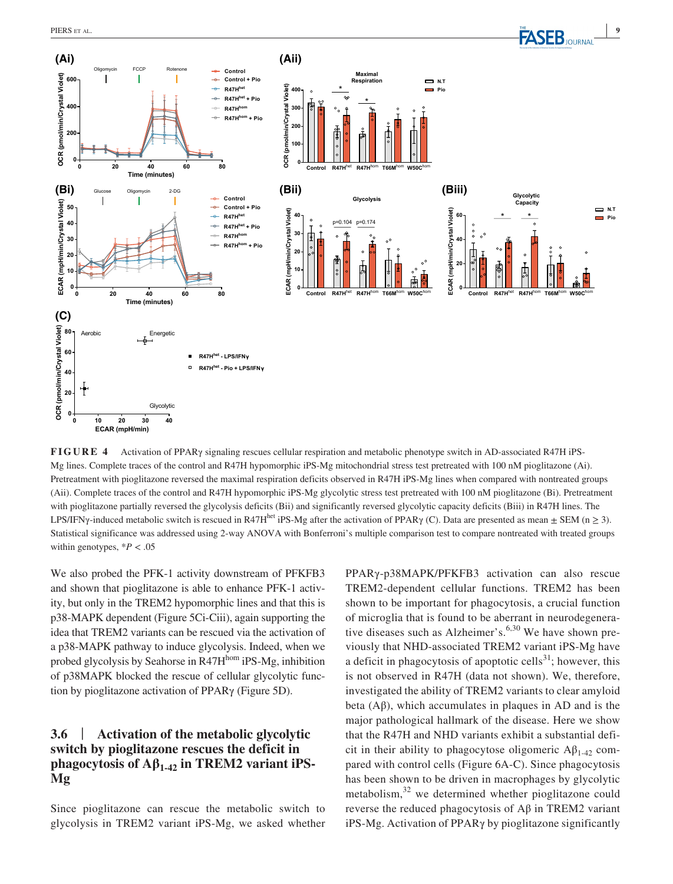**FIGURE 4** Activation of PPARγ signaling rescues cellular respiration and metabolic phenotype switch in AD-associated R47H iPS-Mg lines. Complete traces of the control and R47H hypomorphic iPS-Mg mitochondrial stress test pretreated with 100 nM pioglitazone (Ai). Pretreatment with pioglitazone reversed the maximal respiration deficits observed in R47H iPS-Mg lines when compared with nontreated groups (Aii). Complete traces of the control and R47H hypomorphic iPS-Mg glycolytic stress test pretreated with 100 nM pioglitazone (Bi). Pretreatment with pioglitazone partially reversed the glycolysis deficits (Bii) and significantly reversed glycolytic capacity deficits (Biii) in R47H lines. The LPS/IFNγ-induced metabolic switch is rescued in R47H$^{het}$ iPS-Mg after the activation of PPARγ (C). Data are presented as mean ± SEM ($n \geq 3$). Statistical significance was addressed using 2-way ANOVA with Bonferroni's multiple comparison test to compare nontreated with treated groups within genotypes, $^*P < .05$

We also probed the PFK-1 activity downstream of PFKFB3 and shown that pioglitazone is able to enhance PFK-1 activity, but only in the TREM2 hypomorphic lines and that this is p38-MAPK dependent (Figure 5Ci-Ciii), again supporting the idea that TREM2 variants can be rescued via the activation of a p38-MAPK pathway to induce glycolysis. Indeed, when we probed glycolysis by Seahorse in R47H$^{hom}$ iPS-Mg, inhibition of p38MAPK blocked the rescue of cellular glycolytic function by pioglitazone activation of PPARγ (Figure 5D).

### 3.6 | Activation of the metabolic glycolytic switch by pioglitazone rescues the deficit in phagocytosis of A$\beta_{1-42}$ in TREM2 variant iPS-Mg

Since pioglitazone can rescue the metabolic switch to glycolysis in TREM2 variant iPS-Mg, we asked whether PPARγ-p38MAPK/PFKFB3 activation can also rescue TREM2-dependent cellular functions. TREM2 has been shown to be important for phagocytosis, a crucial function of microglia that is found to be aberrant in neurodegenerative diseases such as Alzheimer's.[6,30] We have shown previously that NHD-associated TREM2 variant iPS-Mg have a deficit in phagocytosis of apoptotic cells[31]; however, this is not observed in R47H (data not shown). We, therefore, investigated the ability of TREM2 variants to clear amyloid beta (Aβ), which accumulates in plaques in AD and is the major pathological hallmark of the disease. Here we show that the R47H and NHD variants exhibit a substantial deficit in their ability to phagocytose oligomeric A$\beta_{1-42}$ compared with control cells (Figure 6A-C). Since phagocytosis has been shown to be driven in macrophages by glycolytic metabolism,[32] we determined whether pioglitazone could reverse the reduced phagocytosis of Aβ in TREM2 variant iPS-Mg. Activation of PPARγ by pioglitazone significantly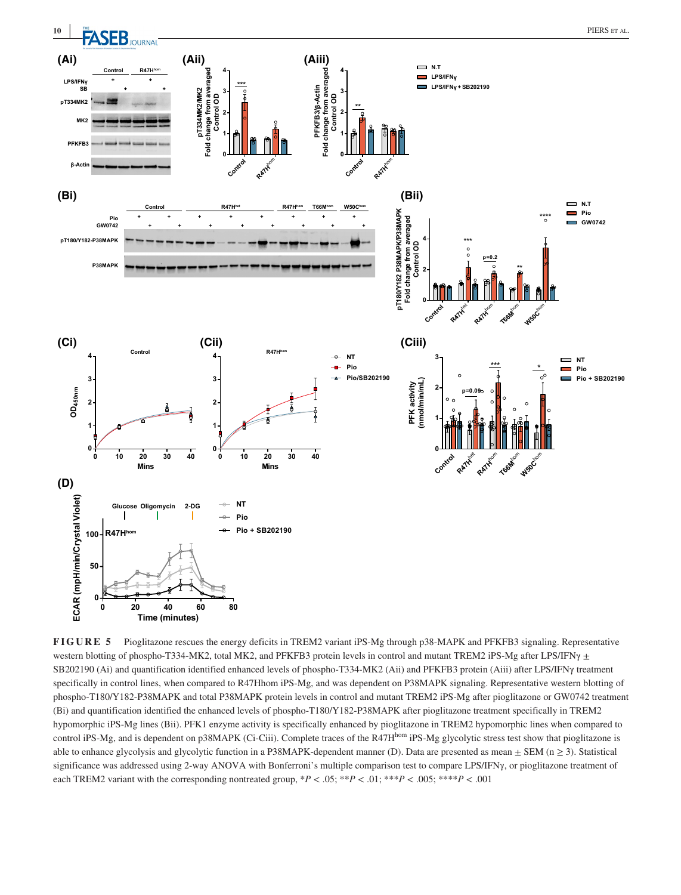**FIGURE 5** Pioglitazone rescues the energy deficits in TREM2 variant iPS-Mg through p38-MAPK and PFKFB3 signaling. Representative western blotting of phospho-T334-MK2, total MK2, and PFKFB3 protein levels in control and mutant TREM2 iPS-Mg after LPS/IFNγ ± SB202190 (Ai) and quantification identified enhanced levels of phospho-T334-MK2 (Aii) and PFKFB3 protein (Aiii) after LPS/IFNγ treatment specifically in control lines, when compared to R47Hhom iPS-Mg, and was dependent on P38MAPK signaling. Representative western blotting of phospho-T180/Y182-P38MAPK and total P38MAPK protein levels in control and mutant TREM2 iPS-Mg after pioglitazone or GW0742 treatment (Bi) and quantification identified the enhanced levels of phospho-T180/Y182-P38MAPK after pioglitazone treatment specifically in TREM2 hypomorphic iPS-Mg lines (Bii). PFK1 enzyme activity is specifically enhanced by pioglitazone in TREM2 hypomorphic lines when compared to control iPS-Mg, and is dependent on p38MAPK (Ci-Ciii). Complete traces of the R47H$^{hom}$ iPS-Mg glycolytic stress test show that pioglitazone is able to enhance glycolysis and glycolytic function in a P38MAPK-dependent manner (D). Data are presented as mean ± SEM (n ≥ 3). Statistical significance was addressed using 2-way ANOVA with Bonferroni's multiple comparison test to compare LPS/IFNγ, or pioglitazone treatment of each TREM2 variant with the corresponding nontreated group, \*$P < .05$; \*\*$P < .01$; \*\*\*$P < .005$; \*\*\*\*$P < .001$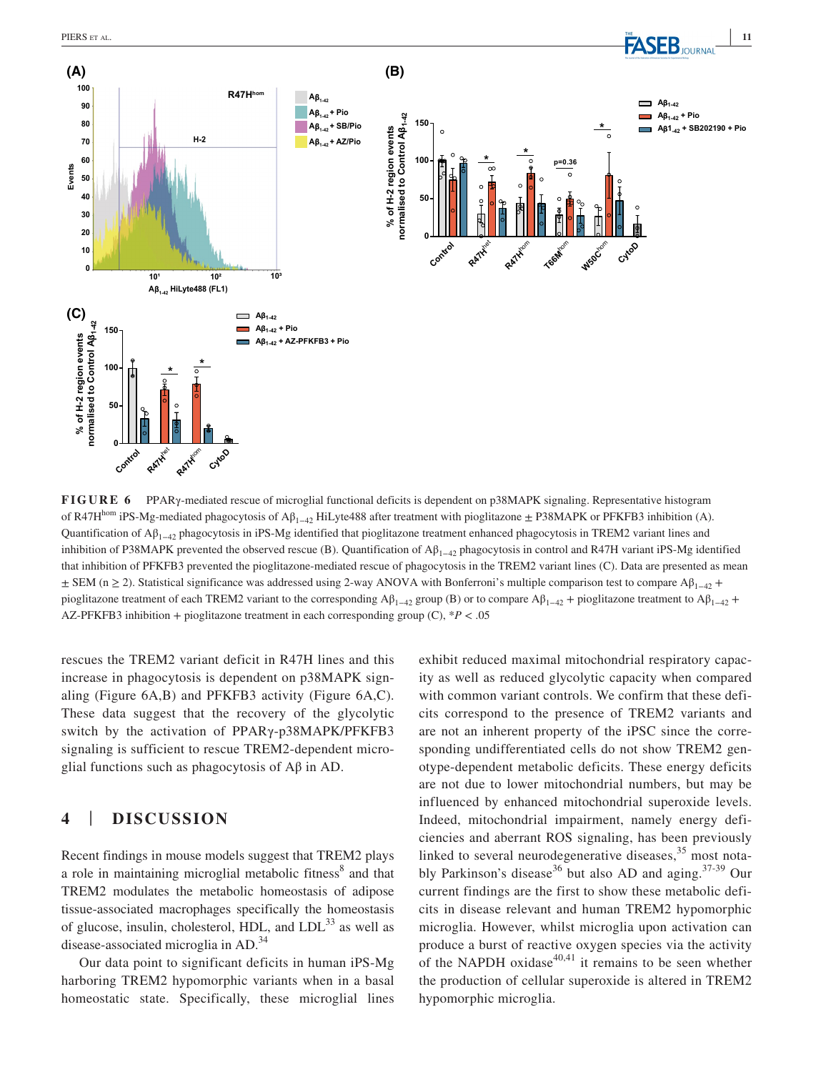**FIGURE 6** PPARγ-mediated rescue of microglial functional deficits is dependent on p38MAPK signaling. Representative histogram of R47H$^{hom}$ iPS-Mg-mediated phagocytosis of A$\beta_{1-42}$ HiLyte488 after treatment with pioglitazone ± P38MAPK or PFKFB3 inhibition (A). Quantification of A$\beta_{1-42}$ phagocytosis in iPS-Mg identified that pioglitazone treatment enhanced phagocytosis in TREM2 variant lines and inhibition of P38MAPK prevented the observed rescue (B). Quantification of A$\beta_{1-42}$ phagocytosis in control and R47H variant iPS-Mg identified that inhibition of PFKFB3 prevented the pioglitazone-mediated rescue of phagocytosis in the TREM2 variant lines (C). Data are presented as mean ± SEM (n ≥ 2). Statistical significance was addressed using 2-way ANOVA with Bonferroni's multiple comparison test to compare A$\beta_{1-42}$ + pioglitazone treatment of each TREM2 variant to the corresponding A$\beta_{1-42}$ group (B) or to compare A$\beta_{1-42}$ + pioglitazone treatment to A$\beta_{1-42}$ + AZ-PFKFB3 inhibition + pioglitazone treatment in each corresponding group (C), $^{*}P < .05$

rescues the TREM2 variant deficit in R47H lines and this increase in phagocytosis is dependent on p38MAPK signaling (Figure 6A,B) and PFKFB3 activity (Figure 6A,C). These data suggest that the recovery of the glycolytic switch by the activation of PPARγ-p38MAPK/PFKFB3 signaling is sufficient to rescue TREM2-dependent microglial functions such as phagocytosis of Aβ in AD.

## 4 | DISCUSSION

Recent findings in mouse models suggest that TREM2 plays a role in maintaining microglial metabolic fitness[8] and that TREM2 modulates the metabolic homeostasis of adipose tissue-associated macrophages specifically the homeostasis of glucose, insulin, cholesterol, HDL, and LDL[33] as well as disease-associated microglia in AD.[34]

Our data point to significant deficits in human iPS-Mg harboring TREM2 hypomorphic variants when in a basal homeostatic state. Specifically, these microglial lines exhibit reduced maximal mitochondrial respiratory capacity as well as reduced glycolytic capacity when compared with common variant controls. We confirm that these deficits correspond to the presence of TREM2 variants and are not an inherent property of the iPSC since the corresponding undifferentiated cells do not show TREM2 genotype-dependent metabolic deficits. These energy deficits are not due to lower mitochondrial numbers, but may be influenced by enhanced mitochondrial superoxide levels. Indeed, mitochondrial impairment, namely energy deficiencies and aberrant ROS signaling, has been previously linked to several neurodegenerative diseases,[35] most notably Parkinson's disease[36] but also AD and aging.[37-39] Our current findings are the first to show these metabolic deficits in disease relevant and human TREM2 hypomorphic microglia. However, whilst microglia upon activation can produce a burst of reactive oxygen species via the activity of the NAPDH oxidase[40,41] it remains to be seen whether the production of cellular superoxide is altered in TREM2 hypomorphic microglia.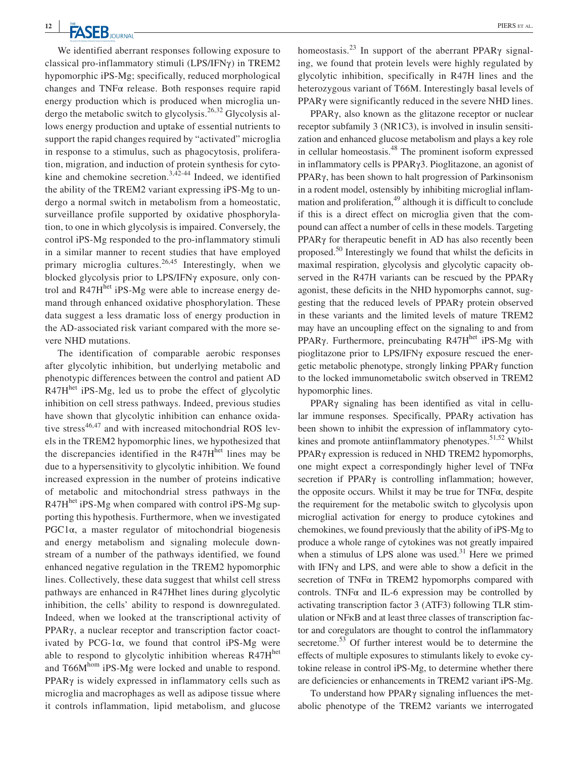We identified aberrant responses following exposure to classical pro-inflammatory stimuli (LPS/IFNγ) in TREM2 hypomorphic iPS-Mg; specifically, reduced morphological changes and TNFα release. Both responses require rapid energy production which is produced when microglia undergo the metabolic switch to glycolysis.[26,32] Glycolysis allows energy production and uptake of essential nutrients to support the rapid changes required by "activated" microglia in response to a stimulus, such as phagocytosis, proliferation, migration, and induction of protein synthesis for cytokine and chemokine secretion.[3,42-44] Indeed, we identified the ability of the TREM2 variant expressing iPS-Mg to undergo a normal switch in metabolism from a homeostatic, surveillance profile supported by oxidative phosphorylation, to one in which glycolysis is impaired. Conversely, the control iPS-Mg responded to the pro-inflammatory stimuli in a similar manner to recent studies that have employed primary microglia cultures.[26,45] Interestingly, when we blocked glycolysis prior to LPS/IFNγ exposure, only control and R47H$^{het}$ iPS-Mg were able to increase energy demand through enhanced oxidative phosphorylation. These data suggest a less dramatic loss of energy production in the AD-associated risk variant compared with the more severe NHD mutations.

The identification of comparable aerobic responses after glycolytic inhibition, but underlying metabolic and phenotypic differences between the control and patient AD R47H$^{het}$ iPS-Mg, led us to probe the effect of glycolytic inhibition on cell stress pathways. Indeed, previous studies have shown that glycolytic inhibition can enhance oxidative stress[46,47] and with increased mitochondrial ROS levels in the TREM2 hypomorphic lines, we hypothesized that the discrepancies identified in the R47H$^{het}$ lines may be due to a hypersensitivity to glycolytic inhibition. We found increased expression in the number of proteins indicative of metabolic and mitochondrial stress pathways in the R47H$^{het}$ iPS-Mg when compared with control iPS-Mg supporting this hypothesis. Furthermore, when we investigated PGC1α, a master regulator of mitochondrial biogenesis and energy metabolism and signaling molecule downstream of a number of the pathways identified, we found enhanced negative regulation in the TREM2 hypomorphic lines. Collectively, these data suggest that whilst cell stress pathways are enhanced in R47Hhet lines during glycolytic inhibition, the cells' ability to respond is downregulated. Indeed, when we looked at the transcriptional activity of PPARγ, a nuclear receptor and transcription factor coactivated by PCG-1α, we found that control iPS-Mg were able to respond to glycolytic inhibition whereas R47H$^{het}$ and T66M$^{hom}$ iPS-Mg were locked and unable to respond. PPARγ is widely expressed in inflammatory cells such as microglia and macrophages as well as adipose tissue where it controls inflammation, lipid metabolism, and glucose homeostasis.[23] In support of the aberrant PPARγ signaling, we found that protein levels were highly regulated by glycolytic inhibition, specifically in R47H lines and the heterozygous variant of T66M. Interestingly basal levels of PPARγ were significantly reduced in the severe NHD lines.

PPARγ, also known as the glitazone receptor or nuclear receptor subfamily 3 (NR1C3), is involved in insulin sensitization and enhanced glucose metabolism and plays a key role in cellular homeostasis.[48] The prominent isoform expressed in inflammatory cells is PPARγ3. Pioglitazone, an agonist of PPARγ, has been shown to halt progression of Parkinsonism in a rodent model, ostensibly by inhibiting microglial inflammation and proliferation,[49] although it is difficult to conclude if this is a direct effect on microglia given that the compound can affect a number of cells in these models. Targeting PPARγ for therapeutic benefit in AD has also recently been proposed.[50] Interestingly we found that whilst the deficits in maximal respiration, glycolysis and glycolytic capacity observed in the R47H variants can be rescued by the PPARγ agonist, these deficits in the NHD hypomorphs cannot, suggesting that the reduced levels of PPARγ protein observed in these variants and the limited levels of mature TREM2 may have an uncoupling effect on the signaling to and from PPARγ. Furthermore, preincubating R47H$^{het}$ iPS-Mg with pioglitazone prior to LPS/IFNγ exposure rescued the energetic metabolic phenotype, strongly linking PPARγ function to the locked immunometabolic switch observed in TREM2 hypomorphic lines.

PPARγ signaling has been identified as vital in cellular immune responses. Specifically, PPARγ activation has been shown to inhibit the expression of inflammatory cytokines and promote antiinflammatory phenotypes.[51,52] Whilst PPARγ expression is reduced in NHD TREM2 hypomorphs, one might expect a correspondingly higher level of TNFα secretion if PPARγ is controlling inflammation; however, the opposite occurs. Whilst it may be true for TNFα, despite the requirement for the metabolic switch to glycolysis upon microglial activation for energy to produce cytokines and chemokines, we found previously that the ability of iPS-Mg to produce a whole range of cytokines was not greatly impaired when a stimulus of LPS alone was used.[31] Here we primed with IFNγ and LPS, and were able to show a deficit in the secretion of TNFα in TREM2 hypomorphs compared with controls. TNFα and IL-6 expression may be controlled by activating transcription factor 3 (ATF3) following TLR stimulation or NFκB and at least three classes of transcription factor and coregulators are thought to control the inflammatory secretome.[53] Of further interest would be to determine the effects of multiple exposures to stimulants likely to evoke cytokine release in control iPS-Mg, to determine whether there are deficiencies or enhancements in TREM2 variant iPS-Mg.

To understand how PPARγ signaling influences the metabolic phenotype of the TREM2 variants we interrogated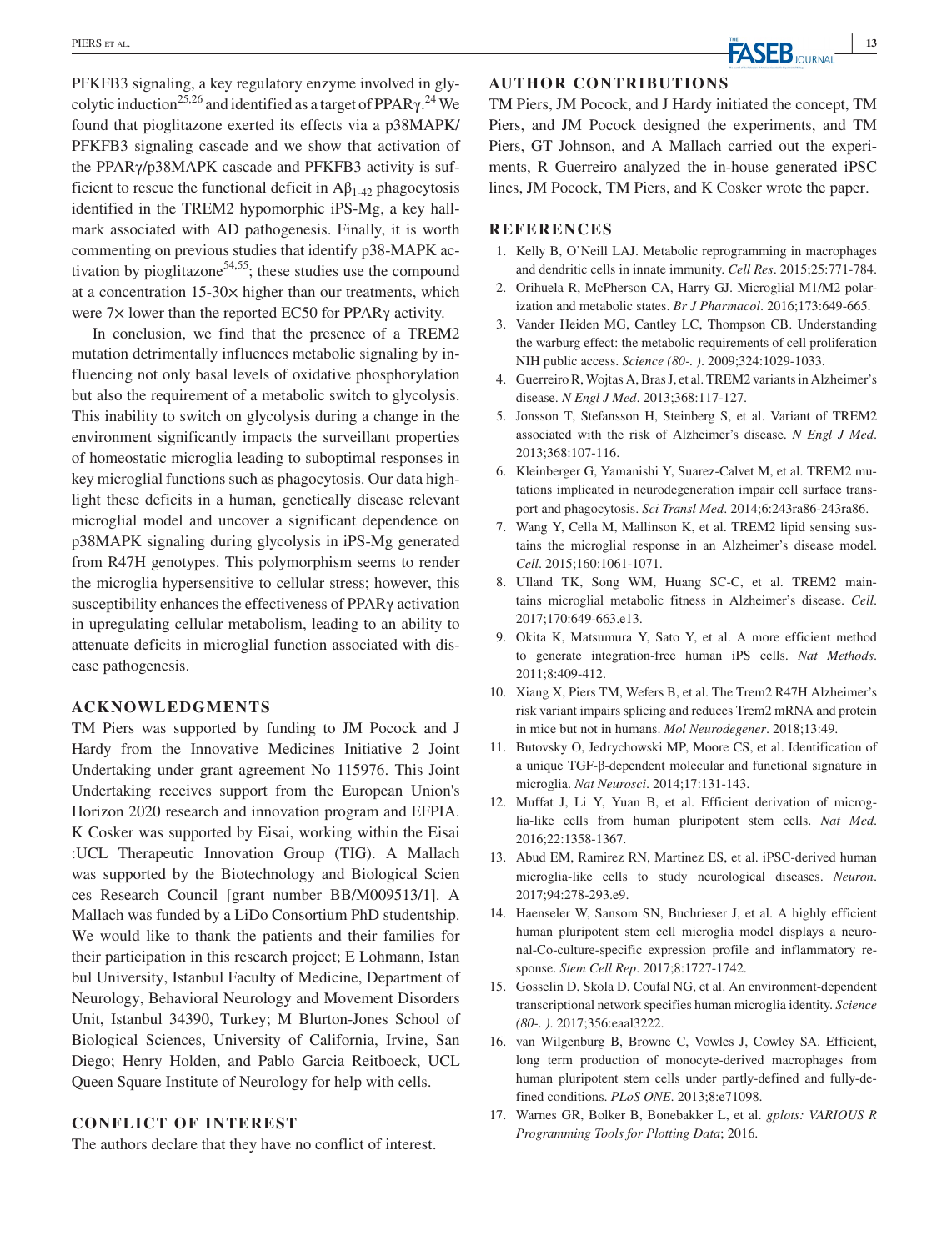PFKFB3 signaling, a key regulatory enzyme involved in glycolytic induction[25,26] and identified as a target of PPARγ.[24] We found that pioglitazone exerted its effects via a p38MAPK/PFKFB3 signaling cascade and we show that activation of the PPARγ/p38MAPK cascade and PFKFB3 activity is sufficient to rescue the functional deficit in $A\beta_{1-42}$ phagocytosis identified in the TREM2 hypomorphic iPS-Mg, a key hallmark associated with AD pathogenesis. Finally, it is worth commenting on previous studies that identify p38-MAPK activation by pioglitazone[54,55]; these studies use the compound at a concentration 15-30× higher than our treatments, which were 7× lower than the reported EC50 for PPARγ activity.

In conclusion, we find that the presence of a TREM2 mutation detrimentally influences metabolic signaling by influencing not only basal levels of oxidative phosphorylation but also the requirement of a metabolic switch to glycolysis. This inability to switch on glycolysis during a change in the environment significantly impacts the surveillant properties of homeostatic microglia leading to suboptimal responses in key microglial functions such as phagocytosis. Our data highlight these deficits in a human, genetically disease relevant microglial model and uncover a significant dependence on p38MAPK signaling during glycolysis in iPS-Mg generated from R47H genotypes. This polymorphism seems to render the microglia hypersensitive to cellular stress; however, this susceptibility enhances the effectiveness of PPARγ activation in upregulating cellular metabolism, leading to an ability to attenuate deficits in microglial function associated with disease pathogenesis.

## ACKNOWLEDGMENTS

TM Piers was supported by funding to JM Pocock and J Hardy from the Innovative Medicines Initiative 2 Joint Undertaking under grant agreement No 115976. This Joint Undertaking receives support from the European Union's Horizon 2020 research and innovation program and EFPIA. K Cosker was supported by Eisai, working within the Eisai :UCL Therapeutic Innovation Group (TIG). A Mallach was supported by the Biotechnology and Biological Sciences Research Council [grant number BB/M009513/1]. A Mallach was funded by a LiDo Consortium PhD studentship. We would like to thank the patients and their families for their participation in this research project; E Lohmann, Istanbul University, Istanbul Faculty of Medicine, Department of Neurology, Behavioral Neurology and Movement Disorders Unit, Istanbul 34390, Turkey; M Blurton-Jones School of Biological Sciences, University of California, Irvine, San Diego; Henry Holden, and Pablo Garcia Reitboeck, UCL Queen Square Institute of Neurology for help with cells.

## CONFLICT OF INTEREST

The authors declare that they have no conflict of interest.

## AUTHOR CONTRIBUTIONS

TM Piers, JM Pocock, and J Hardy initiated the concept, TM Piers, and JM Pocock designed the experiments, and TM Piers, GT Johnson, and A Mallach carried out the experiments, R Guerreiro analyzed the in-house generated iPSC lines, JM Pocock, TM Piers, and K Cosker wrote the paper.

## REFERENCES

1. Kelly B, O'Neill LAJ. Metabolic reprogramming in macrophages and dendritic cells in innate immunity. *Cell Res*. 2015;25:771-784.
2. Orihuela R, McPherson CA, Harry GJ. Microglial M1/M2 polarization and metabolic states. *Br J Pharmacol*. 2016;173:649-665.
3. Vander Heiden MG, Cantley LC, Thompson CB. Understanding the warburg effect: the metabolic requirements of cell proliferation NIH public access. *Science (80-. )*. 2009;324:1029-1033.
4. Guerreiro R, Wojtas A, Bras J, et al. TREM2 variants in Alzheimer's disease. *N Engl J Med*. 2013;368:117-127.
5. Jonsson T, Stefansson H, Steinberg S, et al. Variant of TREM2 associated with the risk of Alzheimer's disease. *N Engl J Med*. 2013;368:107-116.
6. Kleinberger G, Yamanishi Y, Suarez-Calvet M, et al. TREM2 mutations implicated in neurodegeneration impair cell surface transport and phagocytosis. *Sci Transl Med*. 2014;6:243ra86-243ra86.
7. Wang Y, Cella M, Mallinson K, et al. TREM2 lipid sensing sustains the microglial response in an Alzheimer's disease model. *Cell*. 2015;160:1061-1071.
8. Ulland TK, Song WM, Huang SC-C, et al. TREM2 maintains microglial metabolic fitness in Alzheimer's disease. *Cell*. 2017;170:649-663.e13.
9. Okita K, Matsumura Y, Sato Y, et al. A more efficient method to generate integration-free human iPS cells. *Nat Methods*. 2011;8:409-412.
10. Xiang X, Piers TM, Wefers B, et al. The Trem2 R47H Alzheimer's risk variant impairs splicing and reduces Trem2 mRNA and protein in mice but not in humans. *Mol Neurodegener*. 2018;13:49.
11. Butovsky O, Jedrychowski MP, Moore CS, et al. Identification of a unique TGF-β-dependent molecular and functional signature in microglia. *Nat Neurosci*. 2014;17:131-143.
12. Muffat J, Li Y, Yuan B, et al. Efficient derivation of microglia-like cells from human pluripotent stem cells. *Nat Med*. 2016;22:1358-1367.
13. Abud EM, Ramirez RN, Martinez ES, et al. iPSC-derived human microglia-like cells to study neurological diseases. *Neuron*. 2017;94:278-293.e9.
14. Haenseler W, Sansom SN, Buchrieser J, et al. A highly efficient human pluripotent stem cell microglia model displays a neuronal-Co-culture-specific expression profile and inflammatory response. *Stem Cell Rep*. 2017;8:1727-1742.
15. Gosselin D, Skola D, Coufal NG, et al. An environment-dependent transcriptional network specifies human microglia identity. *Science (80-. )*. 2017;356:eaal3222.
16. van Wilgenburg B, Browne C, Vowles J, Cowley SA. Efficient, long term production of monocyte-derived macrophages from human pluripotent stem cells under partly-defined and fully-defined conditions. *PLoS ONE*. 2013;8:e71098.
17. Warnes GR, Bolker B, Bonebakker L, et al. *gplots: VARIOUS R Programming Tools for Plotting Data*; 2016.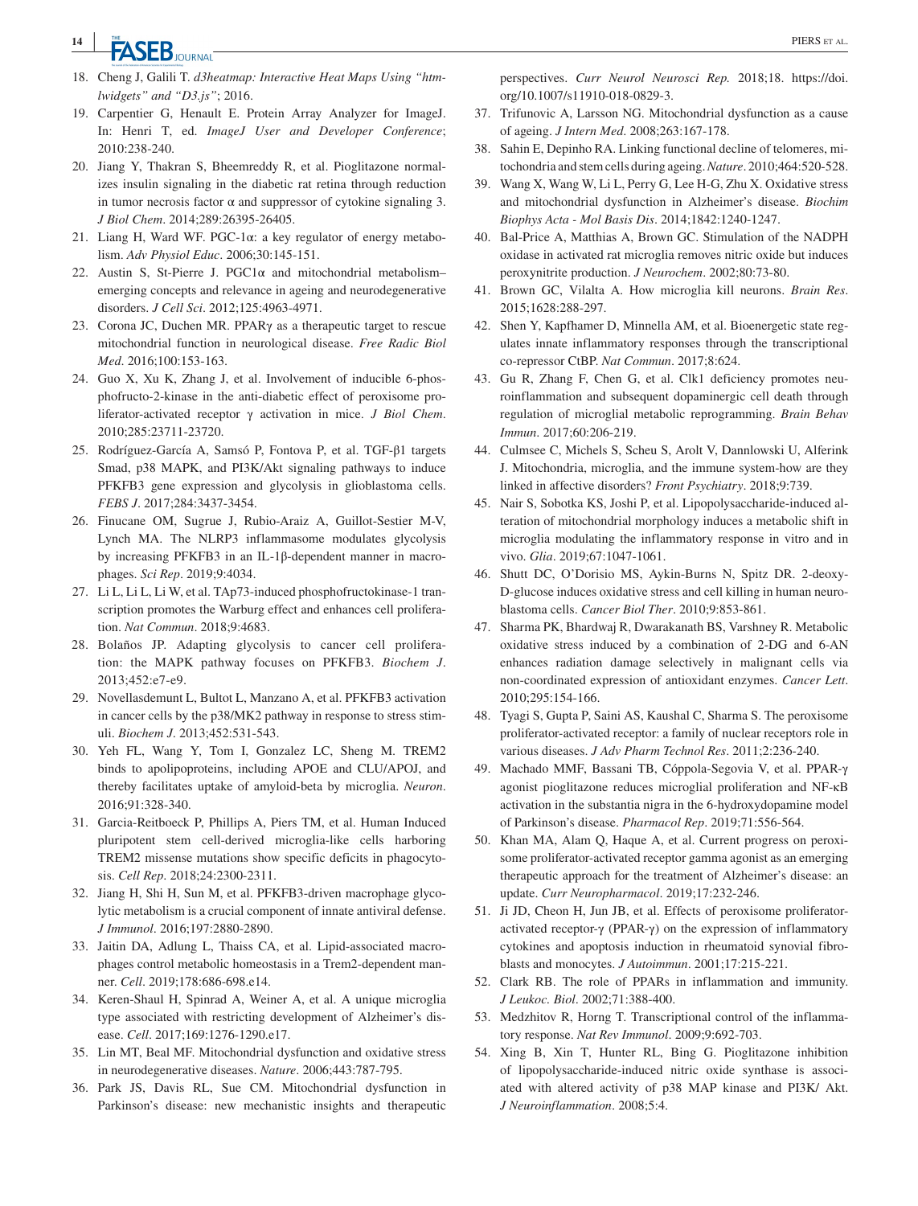18. Cheng J, Galili T. *d3heatmap: Interactive Heat Maps Using "htmlwidgets" and "D3.js"*; 2016.
19. Carpentier G, Henault E. Protein Array Analyzer for ImageJ. In: Henri T, ed. *ImageJ User and Developer Conference*; 2010:238-240.
20. Jiang Y, Thakran S, Bheemreddy R, et al. Pioglitazone normalizes insulin signaling in the diabetic rat retina through reduction in tumor necrosis factor α and suppressor of cytokine signaling 3. *J Biol Chem*. 2014;289:26395-26405.
21. Liang H, Ward WF. PGC-1α: a key regulator of energy metabolism. *Adv Physiol Educ*. 2006;30:145-151.
22. Austin S, St-Pierre J. PGC1α and mitochondrial metabolism–emerging concepts and relevance in ageing and neurodegenerative disorders. *J Cell Sci*. 2012;125:4963-4971.
23. Corona JC, Duchen MR. PPARγ as a therapeutic target to rescue mitochondrial function in neurological disease. *Free Radic Biol Med*. 2016;100:153-163.
24. Guo X, Xu K, Zhang J, et al. Involvement of inducible 6-phosphofructo-2-kinase in the anti-diabetic effect of peroxisome proliferator-activated receptor γ activation in mice. *J Biol Chem*. 2010;285:23711-23720.
25. Rodríguez-García A, Samsó P, Fontova P, et al. TGF-β1 targets Smad, p38 MAPK, and PI3K/Akt signaling pathways to induce PFKFB3 gene expression and glycolysis in glioblastoma cells. *FEBS J*. 2017;284:3437-3454.
26. Finucane OM, Sugrue J, Rubio-Araiz A, Guillot-Sestier M-V, Lynch MA. The NLRP3 inflammasome modulates glycolysis by increasing PFKFB3 in an IL-1β-dependent manner in macrophages. *Sci Rep*. 2019;9:4034.
27. Li L, Li L, Li W, et al. TAp73-induced phosphofructokinase-1 transcription promotes the Warburg effect and enhances cell proliferation. *Nat Commun*. 2018;9:4683.
28. Bolaños JP. Adapting glycolysis to cancer cell proliferation: the MAPK pathway focuses on PFKFB3. *Biochem J*. 2013;452:e7-e9.
29. Novellasdemunt L, Bultot L, Manzano A, et al. PFKFB3 activation in cancer cells by the p38/MK2 pathway in response to stress stimuli. *Biochem J*. 2013;452:531-543.
30. Yeh FL, Wang Y, Tom I, Gonzalez LC, Sheng M. TREM2 binds to apolipoproteins, including APOE and CLU/APOJ, and thereby facilitates uptake of amyloid-beta by microglia. *Neuron*. 2016;91:328-340.
31. Garcia-Reitboeck P, Phillips A, Piers TM, et al. Human Induced pluripotent stem cell-derived microglia-like cells harboring TREM2 missense mutations show specific deficits in phagocytosis. *Cell Rep*. 2018;24:2300-2311.
32. Jiang H, Shi H, Sun M, et al. PFKFB3-driven macrophage glycolytic metabolism is a crucial component of innate antiviral defense. *J Immunol*. 2016;197:2880-2890.
33. Jaitin DA, Adlung L, Thaiss CA, et al. Lipid-associated macrophages control metabolic homeostasis in a Trem2-dependent manner. *Cell*. 2019;178:686-698.e14.
34. Keren-Shaul H, Spinrad A, Weiner A, et al. A unique microglia type associated with restricting development of Alzheimer's disease. *Cell*. 2017;169:1276-1290.e17.
35. Lin MT, Beal MF. Mitochondrial dysfunction and oxidative stress in neurodegenerative diseases. *Nature*. 2006;443:787-795.
36. Park JS, Davis RL, Sue CM. Mitochondrial dysfunction in Parkinson's disease: new mechanistic insights and therapeutic perspectives. *Curr Neurol Neurosci Rep*. 2018;18. https://doi.org/10.1007/s11910-018-0829-3.
37. Trifunovic A, Larsson NG. Mitochondrial dysfunction as a cause of ageing. *J Intern Med*. 2008;263:167-178.
38. Sahin E, Depinho RA. Linking functional decline of telomeres, mitochondria and stem cells during ageing. *Nature*. 2010;464:520-528.
39. Wang X, Wang W, Li L, Perry G, Lee H-G, Zhu X. Oxidative stress and mitochondrial dysfunction in Alzheimer's disease. *Biochim Biophys Acta - Mol Basis Dis*. 2014;1842:1240-1247.
40. Bal-Price A, Matthias A, Brown GC. Stimulation of the NADPH oxidase in activated rat microglia removes nitric oxide but induces peroxynitrite production. *J Neurochem*. 2002;80:73-80.
41. Brown GC, Vilalta A. How microglia kill neurons. *Brain Res*. 2015;1628:288-297.
42. Shen Y, Kapfhamer D, Minnella AM, et al. Bioenergetic state regulates innate inflammatory responses through the transcriptional co-repressor CtBP. *Nat Commun*. 2017;8:624.
43. Gu R, Zhang F, Chen G, et al. Clk1 deficiency promotes neuroinflammation and subsequent dopaminergic cell death through regulation of microglial metabolic reprogramming. *Brain Behav Immun*. 2017;60:206-219.
44. Culmsee C, Michels S, Scheu S, Arolt V, Dannlowski U, Alferink J. Mitochondria, microglia, and the immune system-how are they linked in affective disorders? *Front Psychiatry*. 2018;9:739.
45. Nair S, Sobotka KS, Joshi P, et al. Lipopolysaccharide-induced alteration of mitochondrial morphology induces a metabolic shift in microglia modulating the inflammatory response in vitro and in vivo. *Glia*. 2019;67:1047-1061.
46. Shutt DC, O'Dorisio MS, Aykin-Burns N, Spitz DR. 2-deoxy-D-glucose induces oxidative stress and cell killing in human neuroblastoma cells. *Cancer Biol Ther*. 2010;9:853-861.
47. Sharma PK, Bhardwaj R, Dwarakanath BS, Varshney R. Metabolic oxidative stress induced by a combination of 2-DG and 6-AN enhances radiation damage selectively in malignant cells via non-coordinated expression of antioxidant enzymes. *Cancer Lett*. 2010;295:154-166.
48. Tyagi S, Gupta P, Saini AS, Kaushal C, Sharma S. The peroxisome proliferator-activated receptor: a family of nuclear receptors role in various diseases. *J Adv Pharm Technol Res*. 2011;2:236-240.
49. Machado MMF, Bassani TB, Cóppola-Segovia V, et al. PPAR-γ agonist pioglitazone reduces microglial proliferation and NF-κB activation in the substantia nigra in the 6-hydroxydopamine model of Parkinson's disease. *Pharmacol Rep*. 2019;71:556-564.
50. Khan MA, Alam Q, Haque A, et al. Current progress on peroxisome proliferator-activated receptor gamma agonist as an emerging therapeutic approach for the treatment of Alzheimer's disease: an update. *Curr Neuropharmacol*. 2019;17:232-246.
51. Ji JD, Cheon H, Jun JB, et al. Effects of peroxisome proliferator-activated receptor-γ (PPAR-γ) on the expression of inflammatory cytokines and apoptosis induction in rheumatoid synovial fibroblasts and monocytes. *J Autoimmun*. 2001;17:215-221.
52. Clark RB. The role of PPARs in inflammation and immunity. *J Leukoc. Biol*. 2002;71:388-400.
53. Medzhitov R, Horng T. Transcriptional control of the inflammatory response. *Nat Rev Immunol*. 2009;9:692-703.
54. Xing B, Xin T, Hunter RL, Bing G. Pioglitazone inhibition of lipopolysaccharide-induced nitric oxide synthase is associated with altered activity of p38 MAP kinase and PI3K/ Akt. *J Neuroinflammation*. 2008;5:4.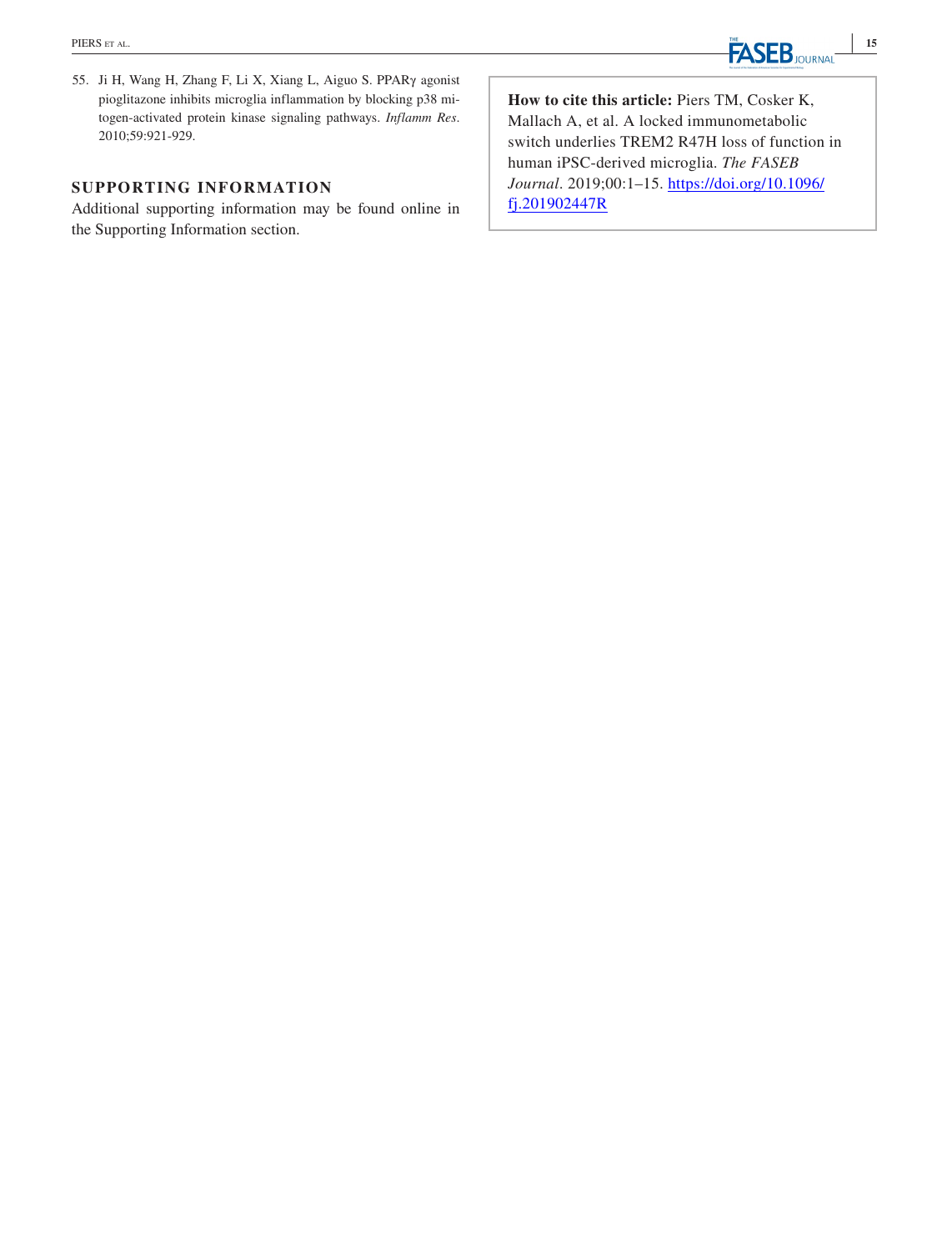55. Ji H, Wang H, Zhang F, Li X, Xiang L, Aiguo S. PPARγ agonist pioglitazone inhibits microglia inflammation by blocking p38 mitogen-activated protein kinase signaling pathways. *Inflamm Res*. 2010;59:921-929.

## SUPPORTING INFORMATION

Additional supporting information may be found online in the Supporting Information section.

**How to cite this article:** Piers TM, Cosker K, Mallach A, et al. A locked immunometabolic switch underlies TREM2 R47H loss of function in human iPSC-derived microglia. *The FASEB Journal*. 2019;00:1–15. https://doi.org/10.1096/fj.201902447R